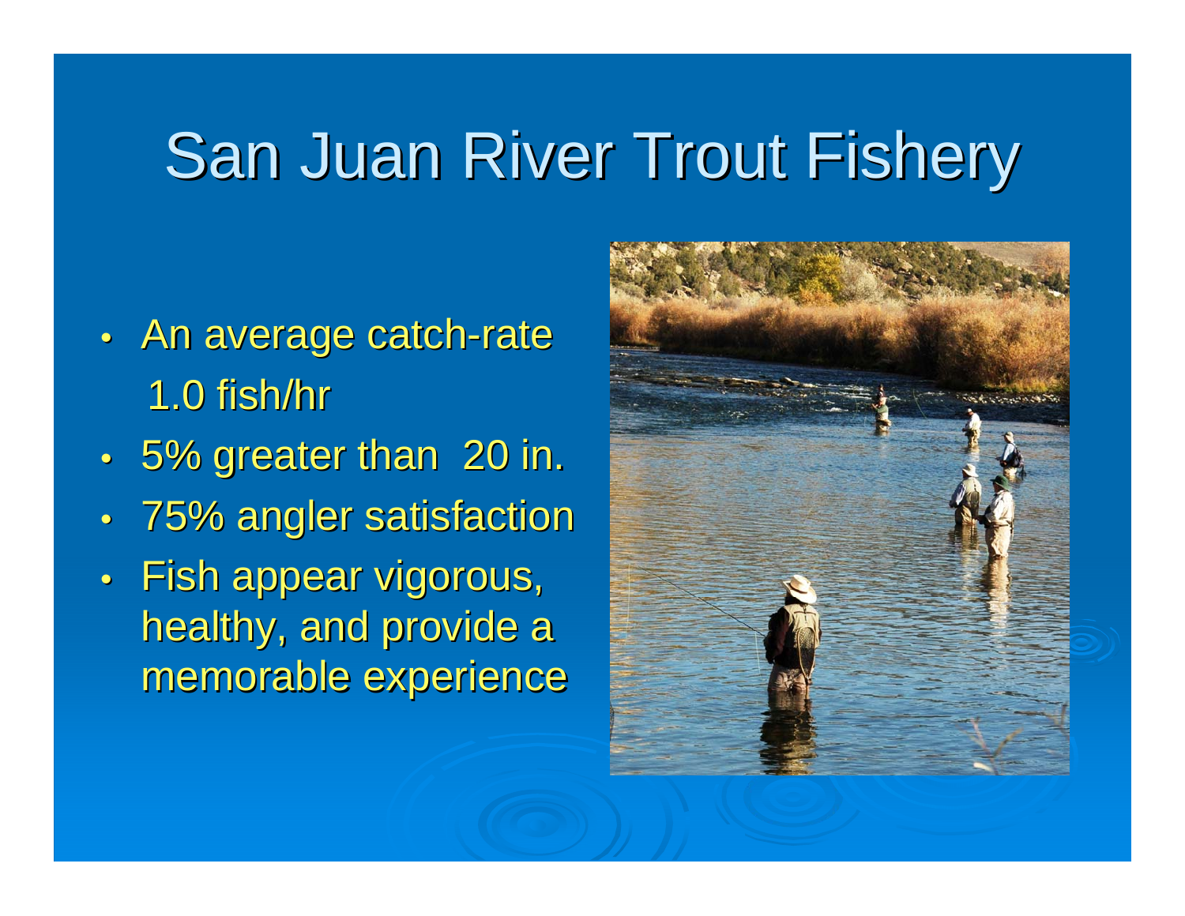# San Juan River Trout Fishery

- An average catch-rate 1.0 fish/hr
- 5% greater than 20 in.
- 75% angler satisfaction
- Fish appear vigorous, healthy, and provide a memorable experience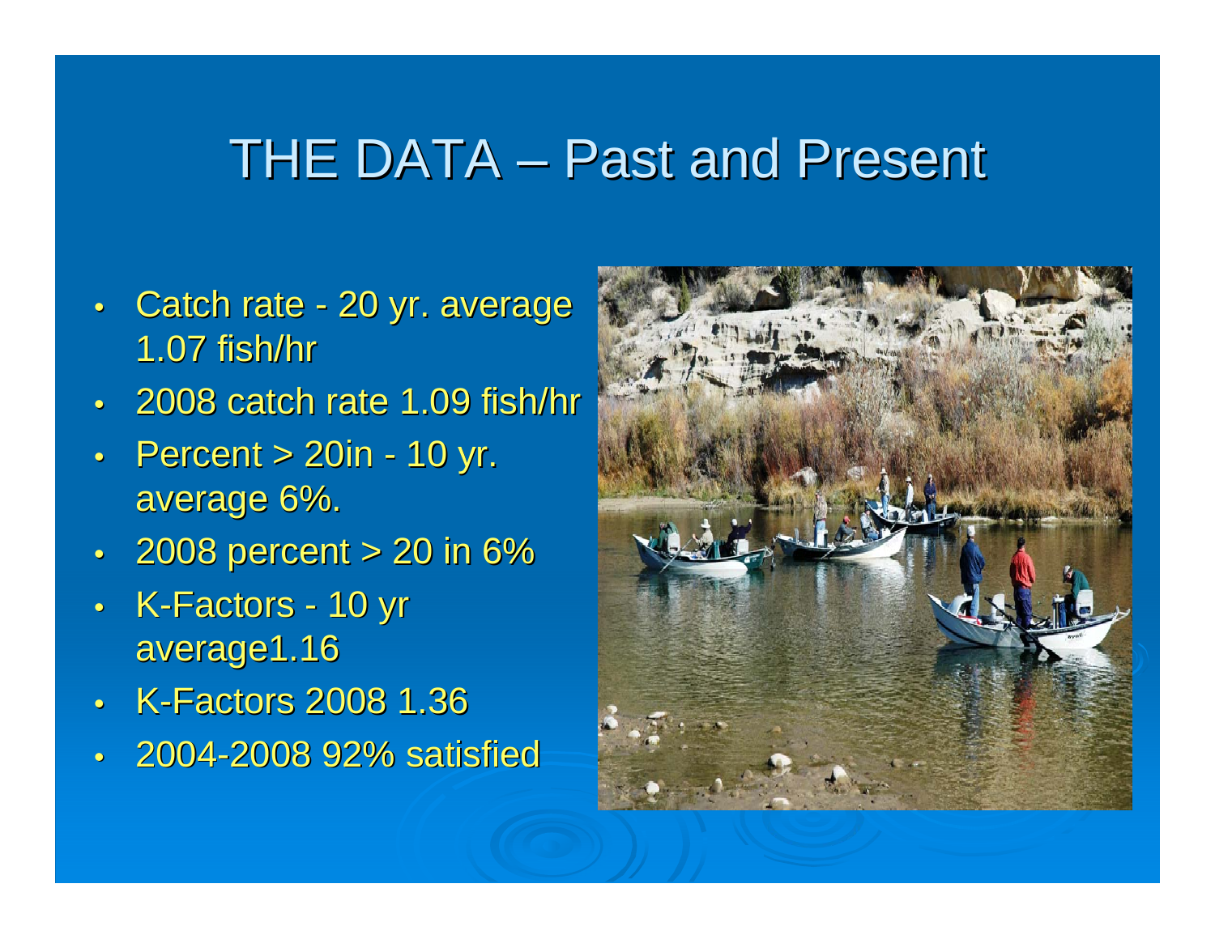# THE DATA – Past and Present

- Catch rate - 20 yr. average 1.07 fish/hr
- 2008 catch rate 1.09 fish/hr
- Percent > 20in - 10 yr. average 6%.
- 2008 percent > 20 in 6%
- K-Factors - 10 yr average1.16
- K-Factors 2008 1.36
- 2004-2008 92% satisfied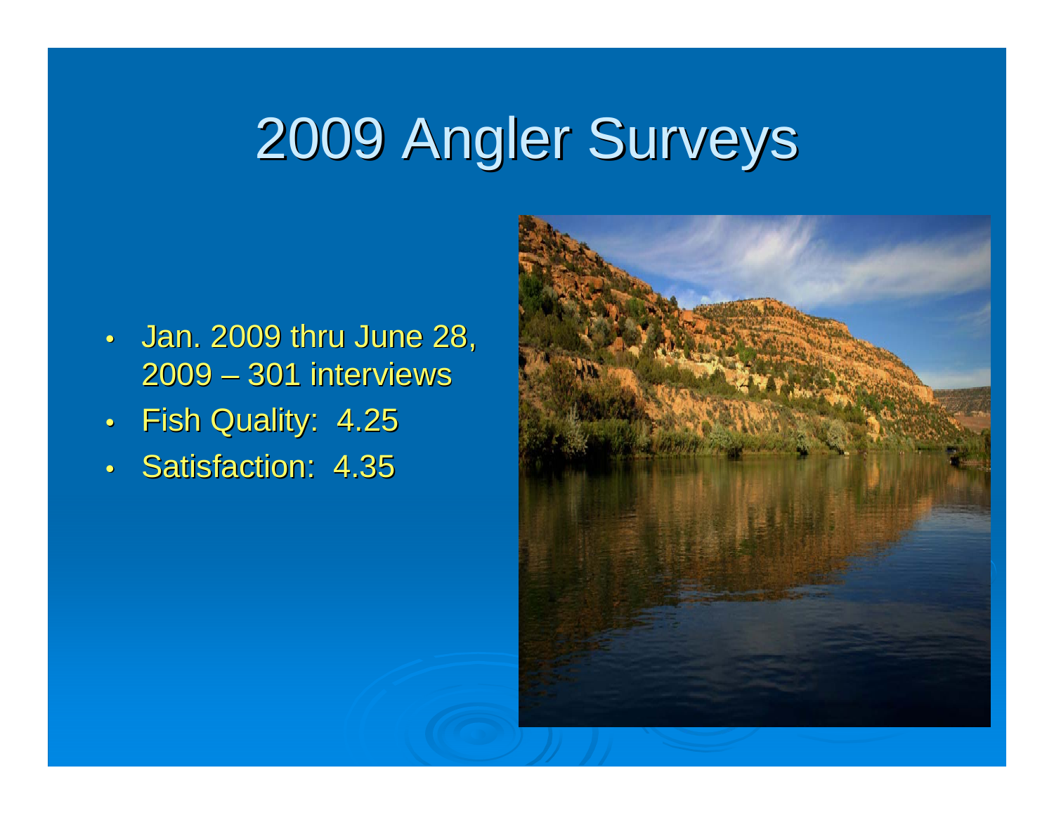# 2009 Angler Surveys

- Jan. 2009 thru June 28, 2009 – 301 interviews
- Fish Quality: 4.25
- Satisfaction: 4.35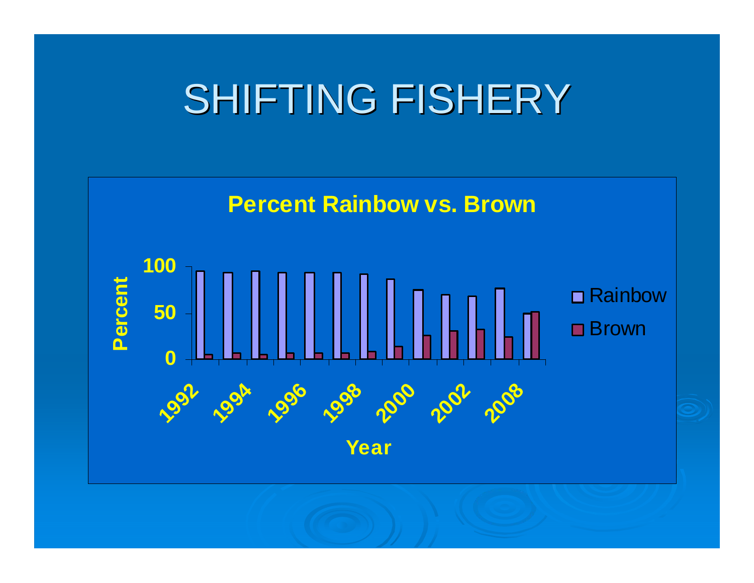# SHIFTING FISHERY

**Percent Rainbow vs. Brown**

Percent

100

50

0

1992 1994 1996 1998 2000 2002 2008

Year

Rainbow

Brown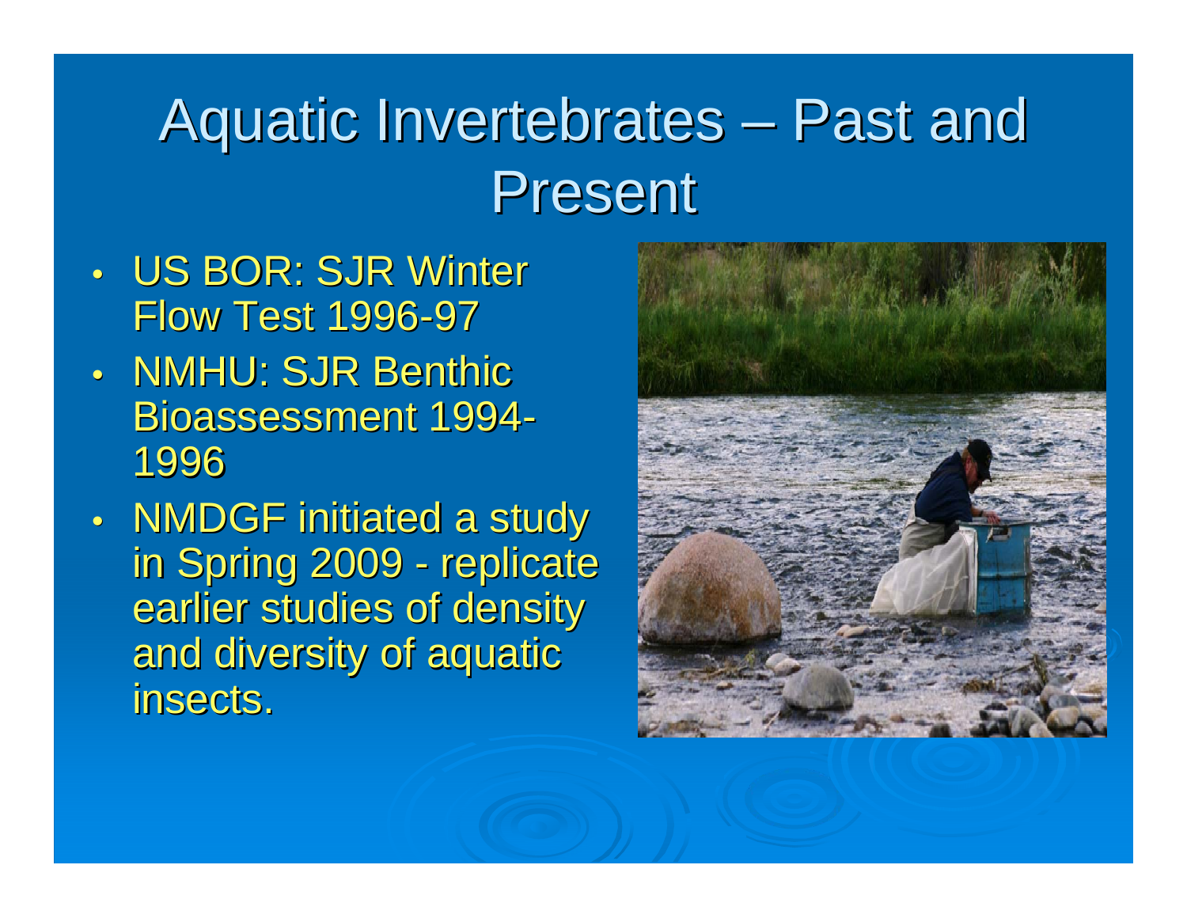# Aquatic Invertebrates – Past and Present

- US BOR: SJR Winter Flow Test 1996-97
- NMHU: SJR Benthic Bioassessment 1994-1996
- NMDGF initiated a study in Spring 2009 - replicate earlier studies of density and diversity of aquatic insects.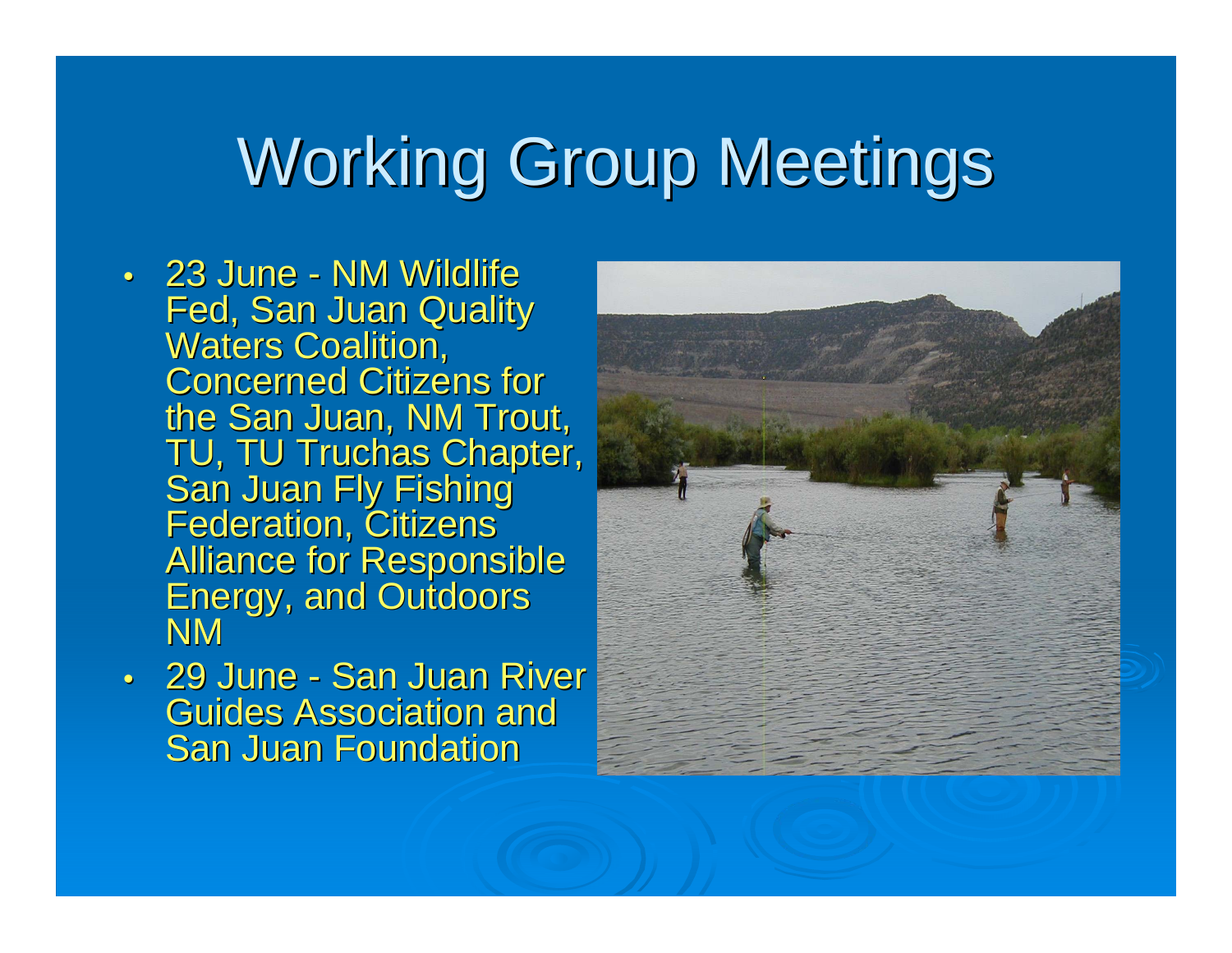# Working Group Meetings

- 23 June - NM Wildlife Fed, San Juan Quality Waters Coalition, Concerned Citizens for the San Juan, NM Trout, TU, TU Truchas Chapter, San Juan Fly Fishing Federation, Citizens Alliance for Responsible Energy, and Outdoors NM
- 29 June - San Juan River Guides Association and San Juan Foundation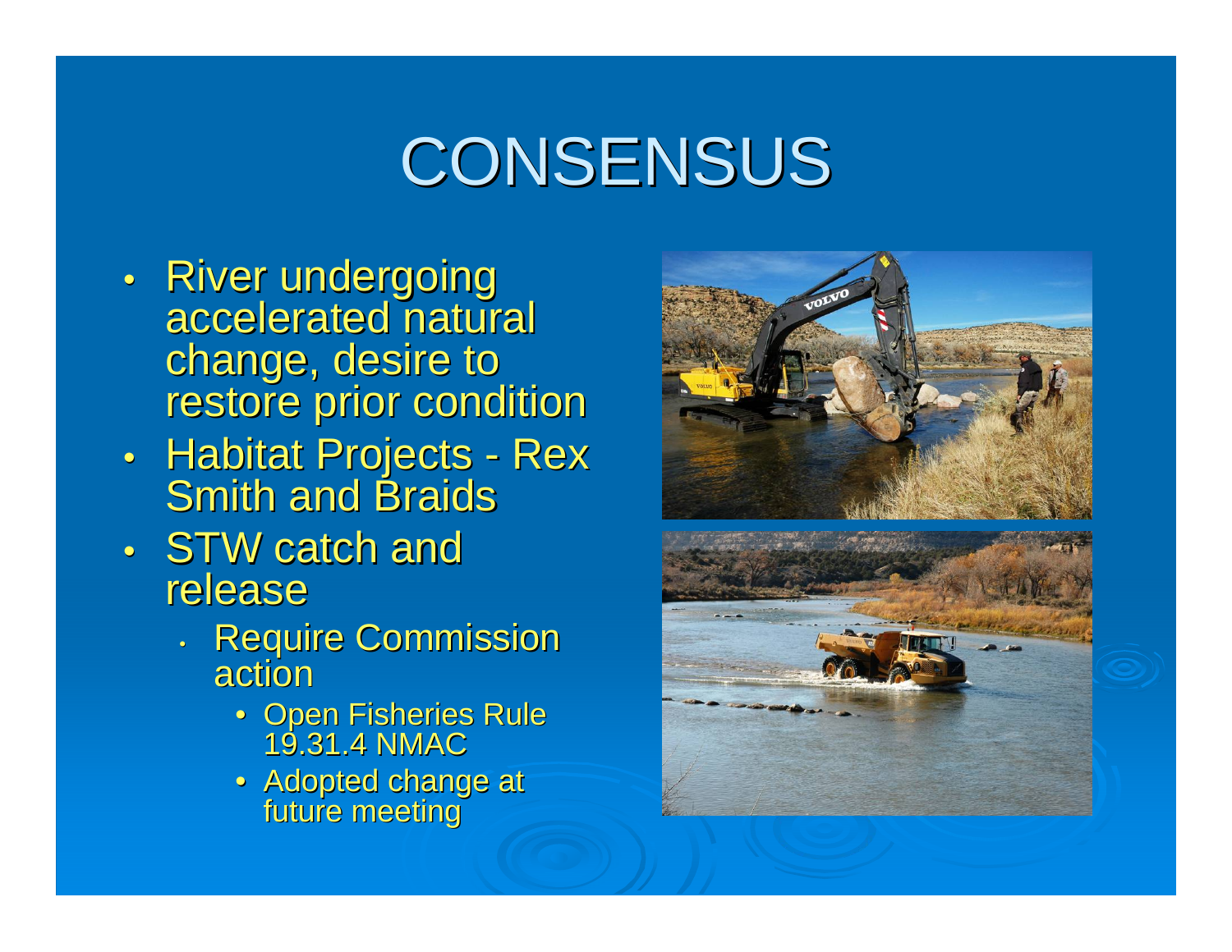# CONSENSUS

- River undergoing accelerated natural change, desire to restore prior condition
- Habitat Projects - Rex Smith and Braids
- STW catch and release
  - Require Commission action
    - Open Fisheries Rule 19.31.4 NMAC
    - Adopted change at future meeting